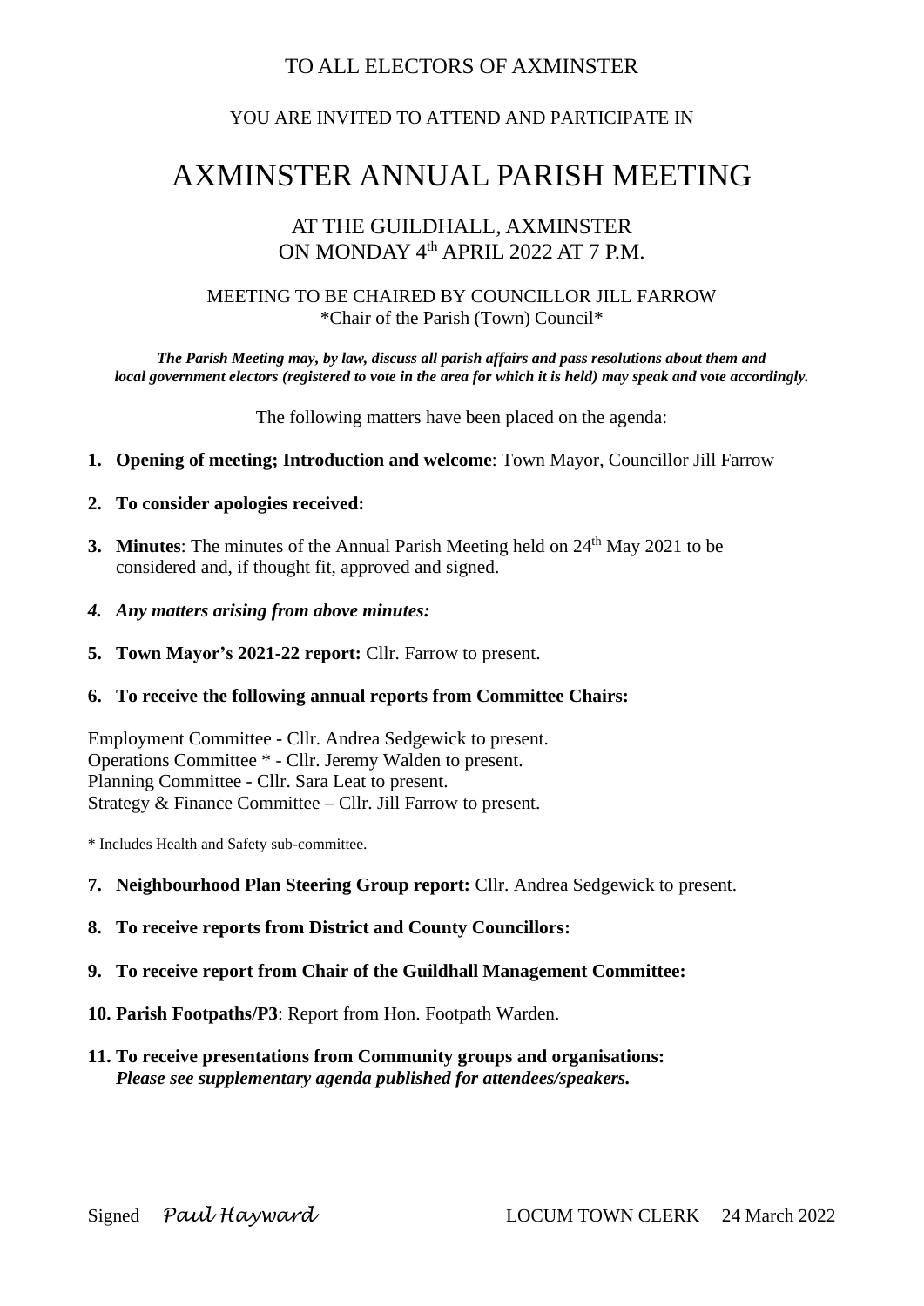TO ALL ELECTORS OF AXMINSTER

YOU ARE INVITED TO ATTEND AND PARTICIPATE IN

# AXMINSTER ANNUAL PARISH MEETING

## AT THE GUILDHALL, AXMINSTER ON MONDAY 4th APRIL 2022 AT 7 P.M.

MEETING TO BE CHAIRED BY COUNCILLOR JILL FARROW
*Chair of the Parish (Town) Council*

***The Parish Meeting may, by law, discuss all parish affairs and pass resolutions about them and local government electors (registered to vote in the area for which it is held) may speak and vote accordingly.***

The following matters have been placed on the agenda:

1. **Opening of meeting; Introduction and welcome**: Town Mayor, Councillor Jill Farrow
2. **To consider apologies received:**
3. **Minutes**: The minutes of the Annual Parish Meeting held on 24th May 2021 to be considered and, if thought fit, approved and signed.
4. ***Any matters arising from above minutes:***
5. **Town Mayor's 2021-22 report:** Cllr. Farrow to present.
6. **To receive the following annual reports from Committee Chairs:**

Employment Committee - Cllr. Andrea Sedgewick to present.
Operations Committee * - Cllr. Jeremy Walden to present.
Planning Committee - Cllr. Sara Leat to present.
Strategy & Finance Committee – Cllr. Jill Farrow to present.

* Includes Health and Safety sub-committee.

7. **Neighbourhood Plan Steering Group report:** Cllr. Andrea Sedgewick to present.
8. **To receive reports from District and County Councillors:**
9. **To receive report from Chair of the Guildhall Management Committee:**
10. **Parish Footpaths/P3**: Report from Hon. Footpath Warden.
11. **To receive presentations from Community groups and organisations:**
    ***Please see supplementary agenda published for attendees/speakers.***

Signed *Paul Hayward* LOCUM TOWN CLERK 24 March 2022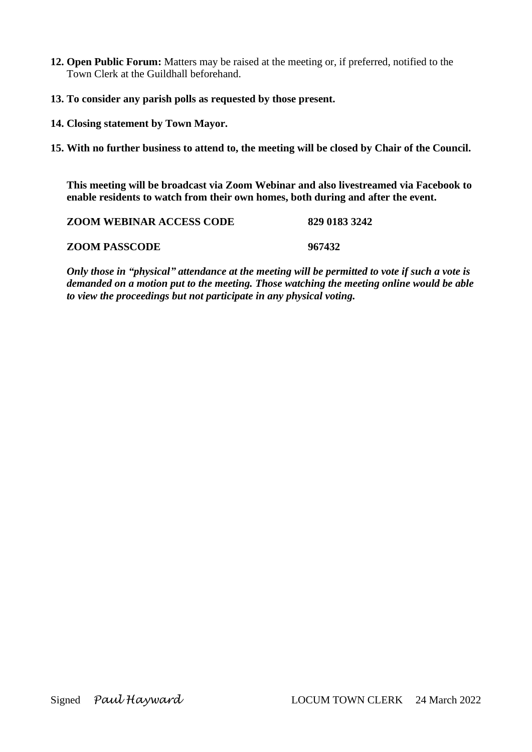12. **Open Public Forum:** Matters may be raised at the meeting or, if preferred, notified to the Town Clerk at the Guildhall beforehand.

13. **To consider any parish polls as requested by those present.**

14. **Closing statement by Town Mayor.**

15. **With no further business to attend to, the meeting will be closed by Chair of the Council.**

**This meeting will be broadcast via Zoom Webinar and also livestreamed via Facebook to enable residents to watch from their own homes, both during and after the event.**

| | |
|---|---|
| **ZOOM WEBINAR ACCESS CODE** | **829 0183 3242** |
| **ZOOM PASSCODE** | **967432** |

***Only those in "physical" attendance at the meeting will be permitted to vote if such a vote is demanded on a motion put to the meeting. Those watching the meeting online would be able to view the proceedings but not participate in any physical voting.***

Signed *Paul Hayward* LOCUM TOWN CLERK 24 March 2022